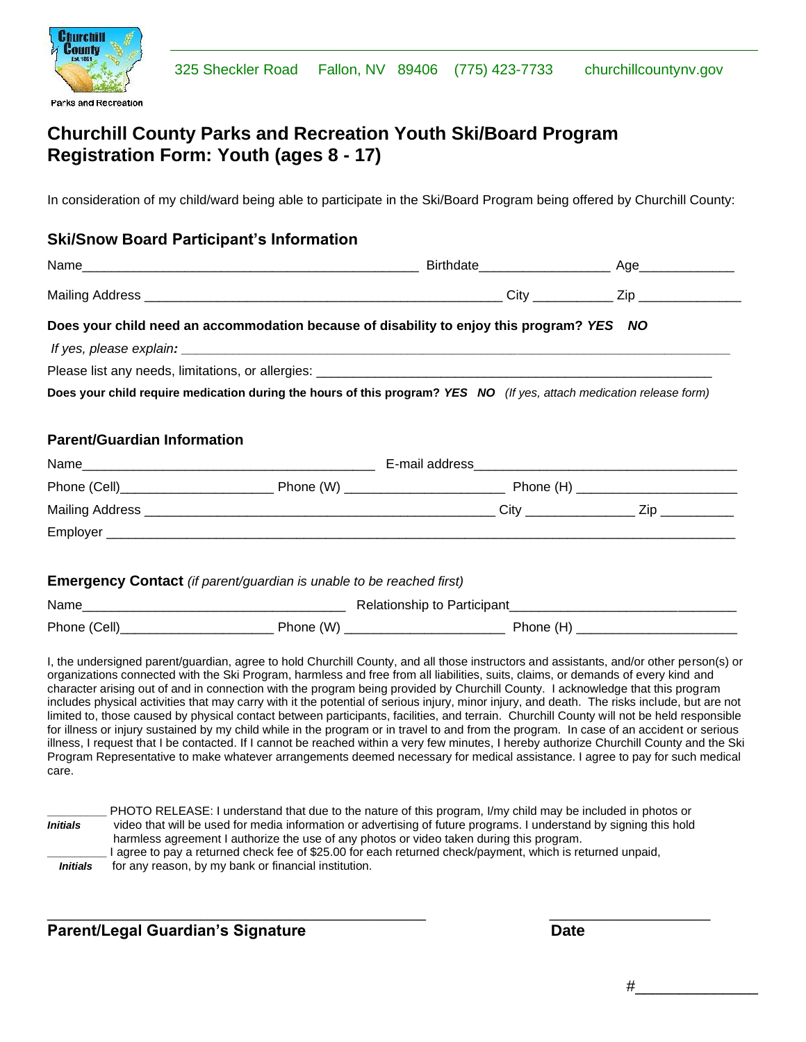Parks and Recreation

325 Sheckler Road  Fallon, NV  89406  (775) 423-7733  churchillcountynv.gov

# Churchill County Parks and Recreation Youth Ski/Board Program Registration Form: Youth (ages 8 - 17)

In consideration of my child/ward being able to participate in the Ski/Board Program being offered by Churchill County:

## Ski/Snow Board Participant's Information

Name_______________________________________________ Birthdate_________________ Age_____________

Mailing Address _________________________________________________ City ___________ Zip ______________

**Does your child need an accommodation because of disability to enjoy this program?** ***YES NO***

*If yes, please explain:* ___________________________________________________________________________

Please list any needs, limitations, or allergies: _____________________________________________________

**Does your child require medication during the hours of this program?** ***YES NO*** *(If yes, attach medication release form)*

## Parent/Guardian Information

Name_______________________________________ E-mail address___________________________________

Phone (Cell)____________________ Phone (W) _____________________ Phone (H) _____________________

Mailing Address ________________________________________________ City ______________ Zip __________

Employer _____________________________________________________________________________________

## Emergency Contact *(if parent/guardian is unable to be reached first)*

Name___________________________________ Relationship to Participant_____________________________

Phone (Cell)____________________ Phone (W) _____________________ Phone (H) _____________________

I, the undersigned parent/guardian, agree to hold Churchill County, and all those instructors and assistants, and/or other person(s) or organizations connected with the Ski Program, harmless and free from all liabilities, suits, claims, or demands of every kind and character arising out of and in connection with the program being provided by Churchill County. I acknowledge that this program includes physical activities that may carry with it the potential of serious injury, minor injury, and death. The risks include, but are not limited to, those caused by physical contact between participants, facilities, and terrain. Churchill County will not be held responsible for illness or injury sustained by my child while in the program or in travel to and from the program. In case of an accident or serious illness, I request that I be contacted. If I cannot be reached within a very few minutes, I hereby authorize Churchill County and the Ski Program Representative to make whatever arrangements deemed necessary for medical assistance. I agree to pay for such medical care.

_________ PHOTO RELEASE: I understand that due to the nature of this program, I/my child may be included in photos or
***Initials*** video that will be used for media information or advertising of future programs. I understand by signing this hold harmless agreement I authorize the use of any photos or video taken during this program.

_________ I agree to pay a returned check fee of $25.00 for each returned check/payment, which is returned unpaid,
***Initials*** for any reason, by my bank or financial institution.

_____________________________________________ ____________________

**Parent/Legal Guardian's Signature** **Date**

#_______________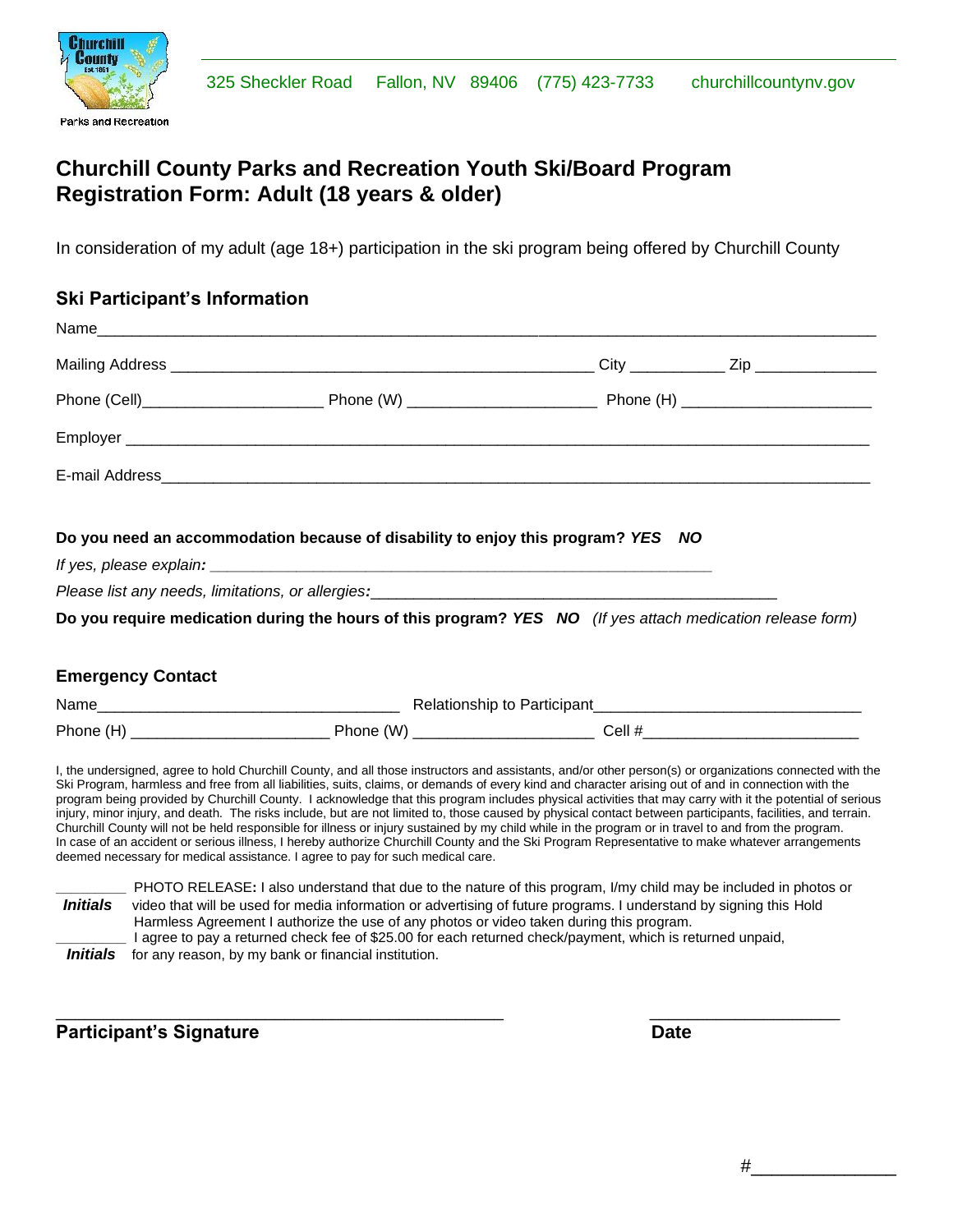Parks and Recreation

325 Sheckler Road    Fallon, NV  89406    (775) 423-7733    churchillcountynv.gov

# Churchill County Parks and Recreation Youth Ski/Board Program
# Registration Form: Adult (18 years & older)

In consideration of my adult (age 18+) participation in the ski program being offered by Churchill County

## Ski Participant's Information

Name_______________________________________________________________________________

Mailing Address ____________________________________________ City __________ Zip _____________

Phone (Cell)____________________ Phone (W) ____________________ Phone (H) ____________________

Employer ____________________________________________________________________________

E-mail Address_________________________________________________________________________

**Do you need an accommodation because of disability to enjoy this program?** ***YES   NO***

*If yes, please explain:* ____________________________________________________

*Please list any needs, limitations, or allergies:*__________________________________________

**Do you require medication during the hours of this program?** ***YES   NO***   *(If yes attach medication release form)*

## Emergency Contact

Name________________________________ Relationship to Participant____________________________

Phone (H) ______________________ Phone (W) ____________________ Cell #________________________

I, the undersigned, agree to hold Churchill County, and all those instructors and assistants, and/or other person(s) or organizations connected with the Ski Program, harmless and free from all liabilities, suits, claims, or demands of every kind and character arising out of and in connection with the program being provided by Churchill County. I acknowledge that this program includes physical activities that may carry with it the potential of serious injury, minor injury, and death. The risks include, but are not limited to, those caused by physical contact between participants, facilities, and terrain. Churchill County will not be held responsible for illness or injury sustained by my child while in the program or in travel to and from the program. In case of an accident or serious illness, I hereby authorize Churchill County and the Ski Program Representative to make whatever arrangements deemed necessary for medical assistance. I agree to pay for such medical care.

________ PHOTO RELEASE**:** I also understand that due to the nature of this program, I/my child may be included in photos or
***Initials*** video that will be used for media information or advertising of future programs. I understand by signing this Hold Harmless Agreement I authorize the use of any photos or video taken during this program.

________ I agree to pay a returned check fee of $25.00 for each returned check/payment, which is returned unpaid,
***Initials*** for any reason, by my bank or financial institution.

____________________________________________          ____________________

**Participant's Signature**          **Date**

#______________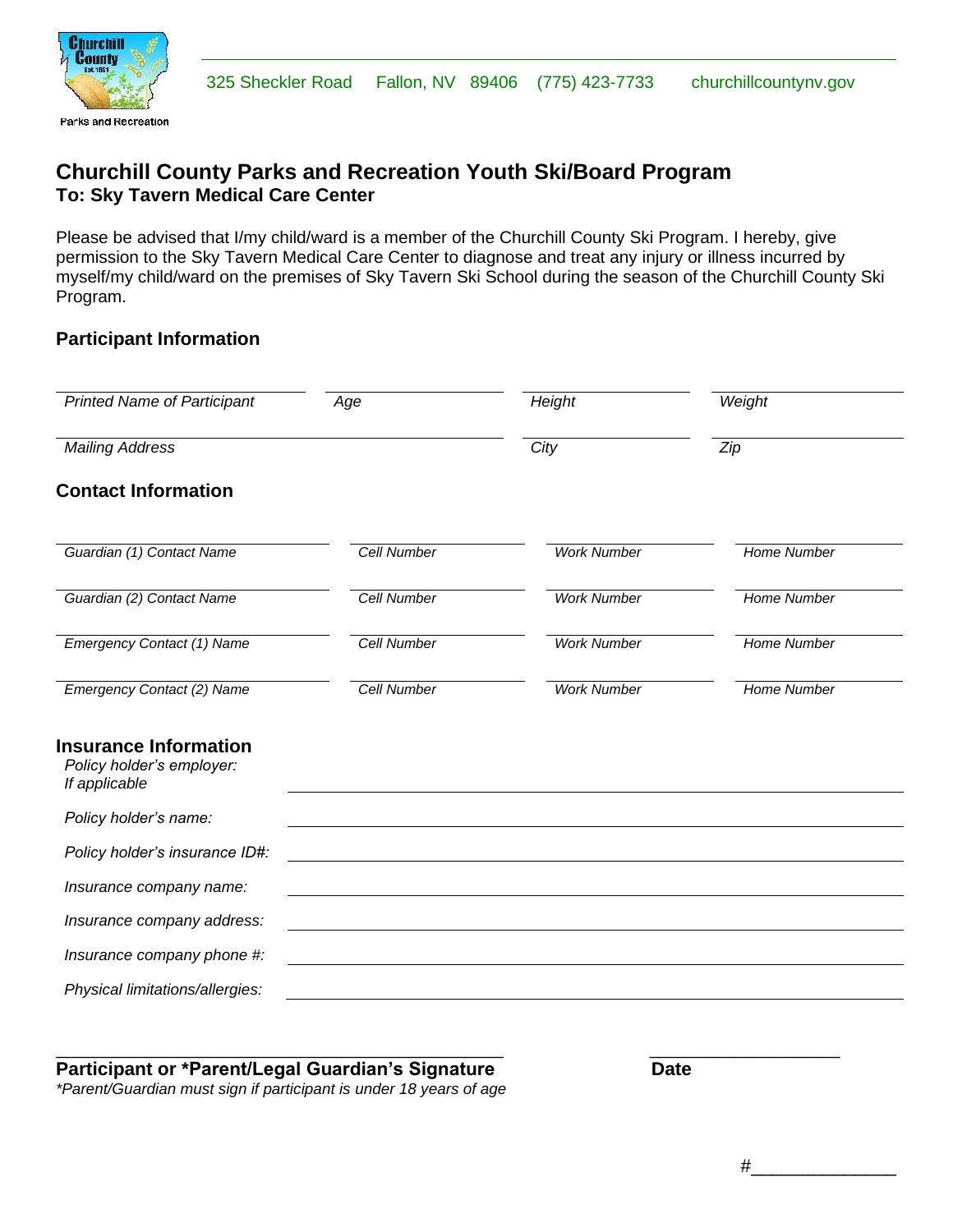Parks and Recreation

325 Sheckler Road Fallon, NV 89406 (775) 423-7733 churchillcountynv.gov

## Churchill County Parks and Recreation Youth Ski/Board Program

**To: Sky Tavern Medical Care Center**

Please be advised that I/my child/ward is a member of the Churchill County Ski Program. I hereby, give permission to the Sky Tavern Medical Care Center to diagnose and treat any injury or illness incurred by myself/my child/ward on the premises of Sky Tavern Ski School during the season of the Churchill County Ski Program.

### Participant Information

| *Printed Name of Participant* | *Age* | *Height* | *Weight* |
|---|---|---|---|
| | | | |

| *Mailing Address* | *City* | *Zip* |
|---|---|---|
| | | |

### Contact Information

| *Guardian (1) Contact Name* | *Cell Number* | *Work Number* | *Home Number* |
|---|---|---|---|
| *Guardian (2) Contact Name* | *Cell Number* | *Work Number* | *Home Number* |
| *Emergency Contact (1) Name* | *Cell Number* | *Work Number* | *Home Number* |
| *Emergency Contact (2) Name* | *Cell Number* | *Work Number* | *Home Number* |

### Insurance Information

*Policy holder's employer: If applicable* ______________________________

*Policy holder's name:* ______________________________

*Policy holder's insurance ID#:* ______________________________

*Insurance company name:* ______________________________

*Insurance company address:* ______________________________

*Insurance company phone #:* ______________________________

*Physical limitations/allergies:* ______________________________

______________________________ ____________________

**Participant or *Parent/Legal Guardian's Signature** **Date**

*\*Parent/Guardian must sign if participant is under 18 years of age*

#______________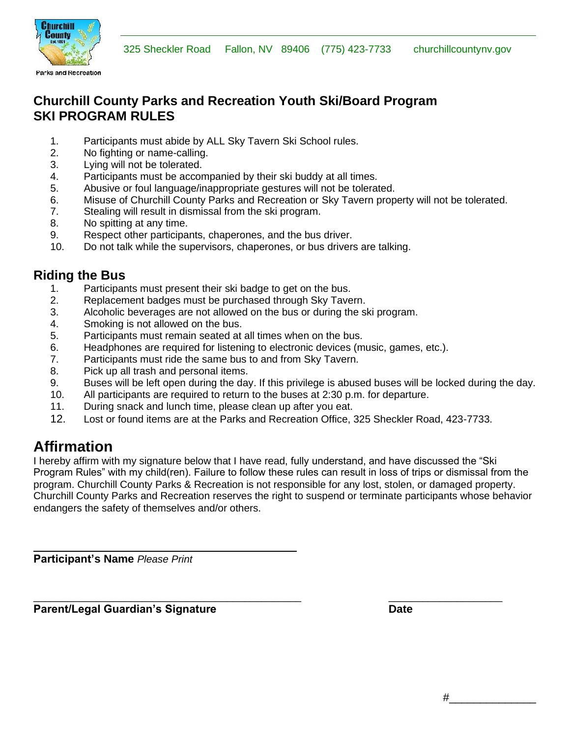Parks and Recreation

325 Sheckler Road Fallon, NV 89406 (775) 423-7733 churchillcountynv.gov

## Churchill County Parks and Recreation Youth Ski/Board Program
## SKI PROGRAM RULES

1. Participants must abide by ALL Sky Tavern Ski School rules.
2. No fighting or name-calling.
3. Lying will not be tolerated.
4. Participants must be accompanied by their ski buddy at all times.
5. Abusive or foul language/inappropriate gestures will not be tolerated.
6. Misuse of Churchill County Parks and Recreation or Sky Tavern property will not be tolerated.
7. Stealing will result in dismissal from the ski program.
8. No spitting at any time.
9. Respect other participants, chaperones, and the bus driver.
10. Do not talk while the supervisors, chaperones, or bus drivers are talking.

## Riding the Bus

1. Participants must present their ski badge to get on the bus.
2. Replacement badges must be purchased through Sky Tavern.
3. Alcoholic beverages are not allowed on the bus or during the ski program.
4. Smoking is not allowed on the bus.
5. Participants must remain seated at all times when on the bus.
6. Headphones are required for listening to electronic devices (music, games, etc.).
7. Participants must ride the same bus to and from Sky Tavern.
8. Pick up all trash and personal items.
9. Buses will be left open during the day. If this privilege is abused buses will be locked during the day.
10. All participants are required to return to the buses at 2:30 p.m. for departure.
11. During snack and lunch time, please clean up after you eat.
12. Lost or found items are at the Parks and Recreation Office, 325 Sheckler Road, 423-7733.

# Affirmation

I hereby affirm with my signature below that I have read, fully understand, and have discussed the "Ski Program Rules" with my child(ren). Failure to follow these rules can result in loss of trips or dismissal from the program. Churchill County Parks & Recreation is not responsible for any lost, stolen, or damaged property. Churchill County Parks and Recreation reserves the right to suspend or terminate participants whose behavior endangers the safety of themselves and/or others.

____________________________________________

**Participant's Name** *Please Print*

____________________________________________ ____________________

**Parent/Legal Guardian's Signature** **Date**

#_______________